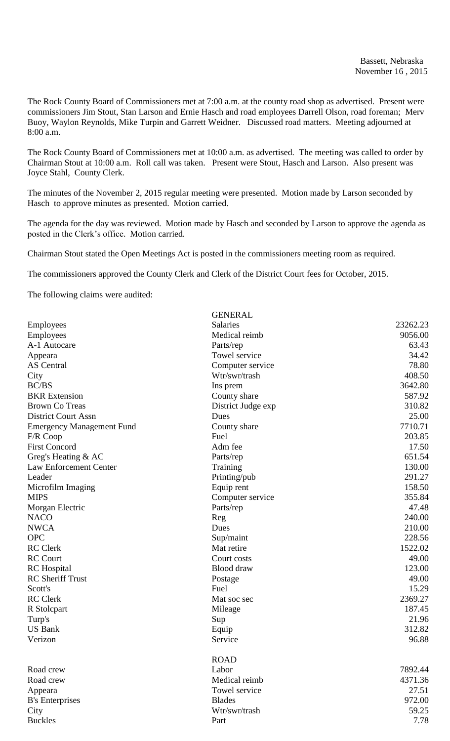Bassett, Nebraska
November 16 , 2015

The Rock County Board of Commissioners met at 7:00 a.m. at the county road shop as advertised. Present were commissioners Jim Stout, Stan Larson and Ernie Hasch and road employees Darrell Olson, road foreman; Merv Buoy, Waylon Reynolds, Mike Turpin and Garrett Weidner. Discussed road matters. Meeting adjourned at 8:00 a.m.

The Rock County Board of Commissioners met at 10:00 a.m. as advertised. The meeting was called to order by Chairman Stout at 10:00 a.m. Roll call was taken. Present were Stout, Hasch and Larson. Also present was Joyce Stahl, County Clerk.

The minutes of the November 2, 2015 regular meeting were presented. Motion made by Larson seconded by Hasch to approve minutes as presented. Motion carried.

The agenda for the day was reviewed. Motion made by Hasch and seconded by Larson to approve the agenda as posted in the Clerk's office. Motion carried.

Chairman Stout stated the Open Meetings Act is posted in the commissioners meeting room as required.

The commissioners approved the County Clerk and Clerk of the District Court fees for October, 2015.

The following claims were audited:

| | GENERAL | |
|---|---|---|
| Employees | Salaries | 23262.23 |
| Employees | Medical reimb | 9056.00 |
| A-1 Autocare | Parts/rep | 63.43 |
| Appeara | Towel service | 34.42 |
| AS Central | Computer service | 78.80 |
| City | Wtr/swr/trash | 408.50 |
| BC/BS | Ins prem | 3642.80 |
| BKR Extension | County share | 587.92 |
| Brown Co Treas | District Judge exp | 310.82 |
| District Court Assn | Dues | 25.00 |
| Emergency Management Fund | County share | 7710.71 |
| F/R Coop | Fuel | 203.85 |
| First Concord | Adm fee | 17.50 |
| Greg's Heating & AC | Parts/rep | 651.54 |
| Law Enforcement Center | Training | 130.00 |
| Leader | Printing/pub | 291.27 |
| Microfilm Imaging | Equip rent | 158.50 |
| MIPS | Computer service | 355.84 |
| Morgan Electric | Parts/rep | 47.48 |
| NACO | Reg | 240.00 |
| NWCA | Dues | 210.00 |
| OPC | Sup/maint | 228.56 |
| RC Clerk | Mat retire | 1522.02 |
| RC Court | Court costs | 49.00 |
| RC Hospital | Blood draw | 123.00 |
| RC Sheriff Trust | Postage | 49.00 |
| Scott's | Fuel | 15.29 |
| RC Clerk | Mat soc sec | 2369.27 |
| R Stolcpart | Mileage | 187.45 |
| Turp's | Sup | 21.96 |
| US Bank | Equip | 312.82 |
| Verizon | Service | 96.88 |
| | ROAD | |
| Road crew | Labor | 7892.44 |
| Road crew | Medical reimb | 4371.36 |
| Appeara | Towel service | 27.51 |
| B's Enterprises | Blades | 972.00 |
| City | Wtr/swr/trash | 59.25 |
| Buckles | Part | 7.78 |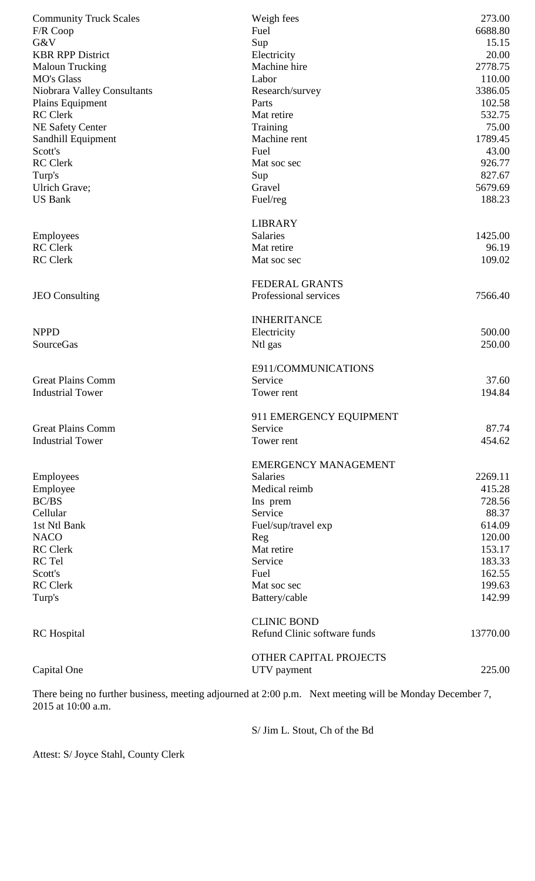| | | |
|---|---|---|
| Community Truck Scales | Weigh fees | 273.00 |
| F/R Coop | Fuel | 6688.80 |
| G&V | Sup | 15.15 |
| KBR RPP District | Electricity | 20.00 |
| Maloun Trucking | Machine hire | 2778.75 |
| MO's Glass | Labor | 110.00 |
| Niobrara Valley Consultants | Research/survey | 3386.05 |
| Plains Equipment | Parts | 102.58 |
| RC Clerk | Mat retire | 532.75 |
| NE Safety Center | Training | 75.00 |
| Sandhill Equipment | Machine rent | 1789.45 |
| Scott's | Fuel | 43.00 |
| RC Clerk | Mat soc sec | 926.77 |
| Turp's | Sup | 827.67 |
| Ulrich Grave; | Gravel | 5679.69 |
| US Bank | Fuel/reg | 188.23 |
| | LIBRARY | |
| Employees | Salaries | 1425.00 |
| RC Clerk | Mat retire | 96.19 |
| RC Clerk | Mat soc sec | 109.02 |
| | FEDERAL GRANTS | |
| JEO Consulting | Professional services | 7566.40 |
| | INHERITANCE | |
| NPPD | Electricity | 500.00 |
| SourceGas | Ntl gas | 250.00 |
| | E911/COMMUNICATIONS | |
| Great Plains Comm | Service | 37.60 |
| Industrial Tower | Tower rent | 194.84 |
| | 911 EMERGENCY EQUIPMENT | |
| Great Plains Comm | Service | 87.74 |
| Industrial Tower | Tower rent | 454.62 |
| | EMERGENCY MANAGEMENT | |
| Employees | Salaries | 2269.11 |
| Employee | Medical reimb | 415.28 |
| BC/BS | Ins prem | 728.56 |
| Cellular | Service | 88.37 |
| 1st Ntl Bank | Fuel/sup/travel exp | 614.09 |
| NACO | Reg | 120.00 |
| RC Clerk | Mat retire | 153.17 |
| RC Tel | Service | 183.33 |
| Scott's | Fuel | 162.55 |
| RC Clerk | Mat soc sec | 199.63 |
| Turp's | Battery/cable | 142.99 |
| | CLINIC BOND | |
| RC Hospital | Refund Clinic software funds | 13770.00 |
| | OTHER CAPITAL PROJECTS | |
| Capital One | UTV payment | 225.00 |

There being no further business, meeting adjourned at 2:00 p.m. Next meeting will be Monday December 7, 2015 at 10:00 a.m.

S/ Jim L. Stout, Ch of the Bd

Attest: S/ Joyce Stahl, County Clerk